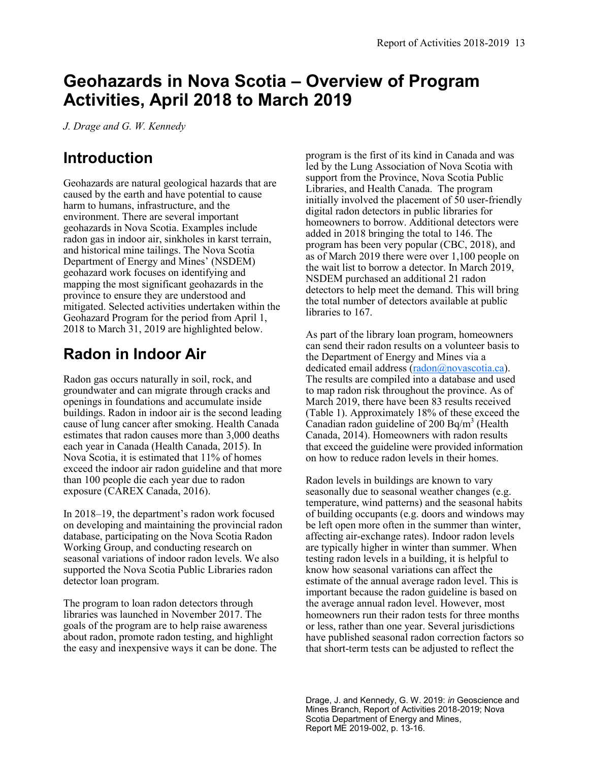# Geohazards in Nova Scotia – Overview of Program Activities, April 2018 to March 2019

*J. Drage and G. W. Kennedy*

## Introduction

Geohazards are natural geological hazards that are caused by the earth and have potential to cause harm to humans, infrastructure, and the environment. There are several important geohazards in Nova Scotia. Examples include radon gas in indoor air, sinkholes in karst terrain, and historical mine tailings. The Nova Scotia Department of Energy and Mines' (NSDEM) geohazard work focuses on identifying and mapping the most significant geohazards in the province to ensure they are understood and mitigated. Selected activities undertaken within the Geohazard Program for the period from April 1, 2018 to March 31, 2019 are highlighted below.

## Radon in Indoor Air

Radon gas occurs naturally in soil, rock, and groundwater and can migrate through cracks and openings in foundations and accumulate inside buildings. Radon in indoor air is the second leading cause of lung cancer after smoking. Health Canada estimates that radon causes more than 3,000 deaths each year in Canada (Health Canada, 2015). In Nova Scotia, it is estimated that 11% of homes exceed the indoor air radon guideline and that more than 100 people die each year due to radon exposure (CAREX Canada, 2016).

In 2018–19, the department's radon work focused on developing and maintaining the provincial radon database, participating on the Nova Scotia Radon Working Group, and conducting research on seasonal variations of indoor radon levels. We also supported the Nova Scotia Public Libraries radon detector loan program.

The program to loan radon detectors through libraries was launched in November 2017. The goals of the program are to help raise awareness about radon, promote radon testing, and highlight the easy and inexpensive ways it can be done. The program is the first of its kind in Canada and was led by the Lung Association of Nova Scotia with support from the Province, Nova Scotia Public Libraries, and Health Canada. The program initially involved the placement of 50 user-friendly digital radon detectors in public libraries for homeowners to borrow. Additional detectors were added in 2018 bringing the total to 146. The program has been very popular (CBC, 2018), and as of March 2019 there were over 1,100 people on the wait list to borrow a detector. In March 2019, NSDEM purchased an additional 21 radon detectors to help meet the demand. This will bring the total number of detectors available at public libraries to 167.

As part of the library loan program, homeowners can send their radon results on a volunteer basis to the Department of Energy and Mines via a dedicated email address (radon@novascotia.ca). The results are compiled into a database and used to map radon risk throughout the province. As of March 2019, there have been 83 results received (Table 1). Approximately 18% of these exceed the Canadian radon guideline of 200 $Bq/m^3$ (Health Canada, 2014). Homeowners with radon results that exceed the guideline were provided information on how to reduce radon levels in their homes.

Radon levels in buildings are known to vary seasonally due to seasonal weather changes (e.g. temperature, wind patterns) and the seasonal habits of building occupants (e.g. doors and windows may be left open more often in the summer than winter, affecting air-exchange rates). Indoor radon levels are typically higher in winter than summer. When testing radon levels in a building, it is helpful to know how seasonal variations can affect the estimate of the annual average radon level. This is important because the radon guideline is based on the average annual radon level. However, most homeowners run their radon tests for three months or less, rather than one year. Several jurisdictions have published seasonal radon correction factors so that short-term tests can be adjusted to reflect the

Drage, J. and Kennedy, G. W. 2019: *in* Geoscience and Mines Branch, Report of Activities 2018-2019; Nova Scotia Department of Energy and Mines, Report ME 2019-002, p. 13-16.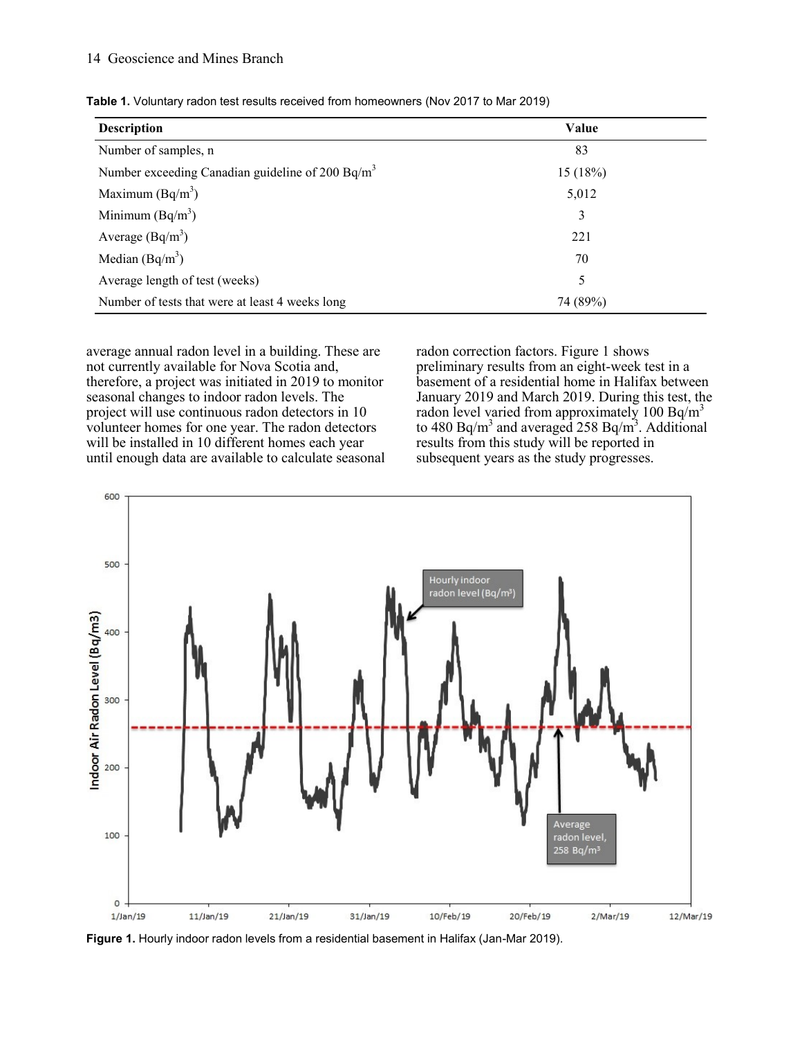**Table 1.** Voluntary radon test results received from homeowners (Nov 2017 to Mar 2019)

| Description | Value |
|---|---|
| Number of samples, n | 83 |
| Number exceeding Canadian guideline of 200 $Bq/m^3$ | 15 (18%) |
| Maximum ($Bq/m^3$) | 5,012 |
| Minimum ($Bq/m^3$) | 3 |
| Average ($Bq/m^3$) | 221 |
| Median ($Bq/m^3$) | 70 |
| Average length of test (weeks) | 5 |
| Number of tests that were at least 4 weeks long | 74 (89%) |

average annual radon level in a building. These are not currently available for Nova Scotia and, therefore, a project was initiated in 2019 to monitor seasonal changes to indoor radon levels. The project will use continuous radon detectors in 10 volunteer homes for one year. The radon detectors will be installed in 10 different homes each year until enough data are available to calculate seasonal radon correction factors. Figure 1 shows preliminary results from an eight-week test in a basement of a residential home in Halifax between January 2019 and March 2019. During this test, the radon level varied from approximately 100 $Bq/m^3$ to 480 $Bq/m^3$ and averaged 258 $Bq/m^3$. Additional results from this study will be reported in subsequent years as the study progresses.

**Figure 1.** Hourly indoor radon levels from a residential basement in Halifax (Jan-Mar 2019).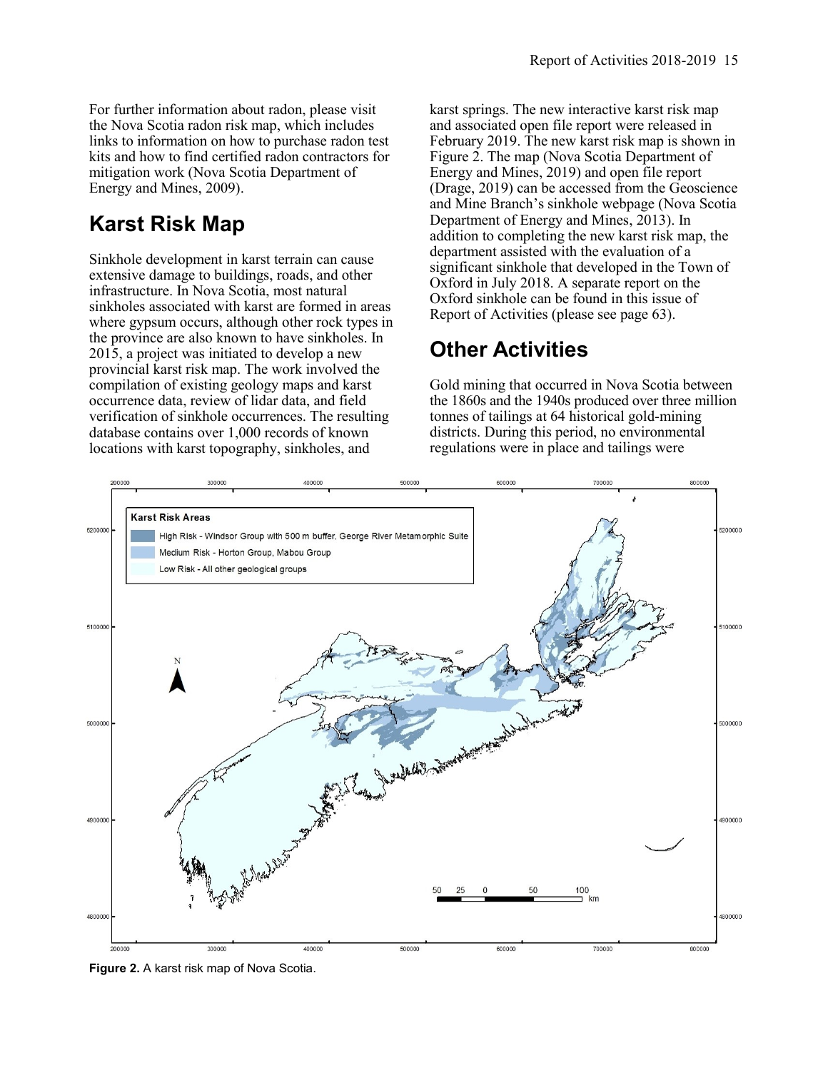For further information about radon, please visit the Nova Scotia radon risk map, which includes links to information on how to purchase radon test kits and how to find certified radon contractors for mitigation work (Nova Scotia Department of Energy and Mines, 2009).

## Karst Risk Map

Sinkhole development in karst terrain can cause extensive damage to buildings, roads, and other infrastructure. In Nova Scotia, most natural sinkholes associated with karst are formed in areas where gypsum occurs, although other rock types in the province are also known to have sinkholes. In 2015, a project was initiated to develop a new provincial karst risk map. The work involved the compilation of existing geology maps and karst occurrence data, review of lidar data, and field verification of sinkhole occurrences. The resulting database contains over 1,000 records of known locations with karst topography, sinkholes, and karst springs. The new interactive karst risk map and associated open file report were released in February 2019. The new karst risk map is shown in Figure 2. The map (Nova Scotia Department of Energy and Mines, 2019) and open file report (Drage, 2019) can be accessed from the Geoscience and Mine Branch's sinkhole webpage (Nova Scotia Department of Energy and Mines, 2013). In addition to completing the new karst risk map, the department assisted with the evaluation of a significant sinkhole that developed in the Town of Oxford in July 2018. A separate report on the Oxford sinkhole can be found in this issue of Report of Activities (please see page 63).

## Other Activities

Gold mining that occurred in Nova Scotia between the 1860s and the 1940s produced over three million tonnes of tailings at 64 historical gold-mining districts. During this period, no environmental regulations were in place and tailings were

**Figure 2.** A karst risk map of Nova Scotia.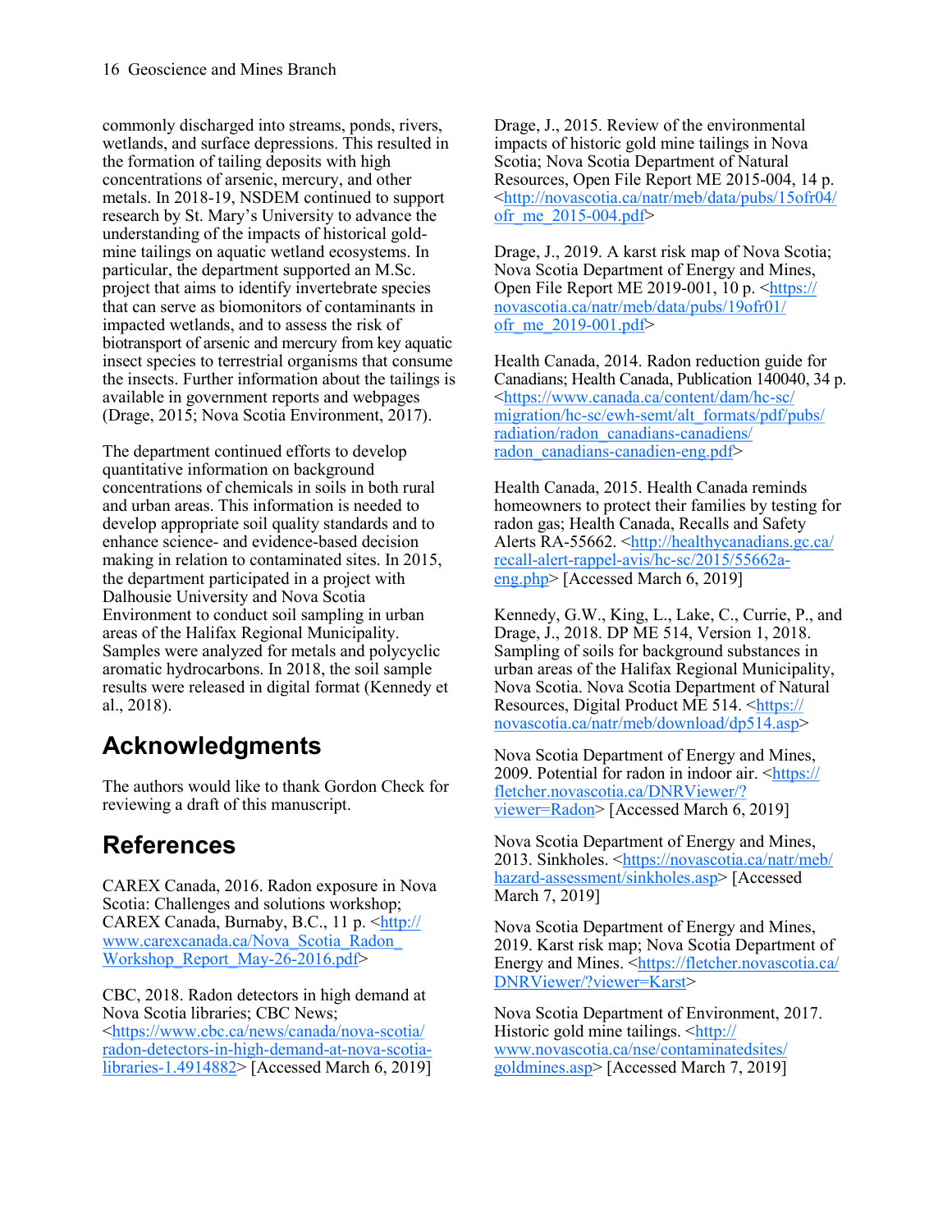commonly discharged into streams, ponds, rivers, wetlands, and surface depressions. This resulted in the formation of tailing deposits with high concentrations of arsenic, mercury, and other metals. In 2018-19, NSDEM continued to support research by St. Mary's University to advance the understanding of the impacts of historical gold-mine tailings on aquatic wetland ecosystems. In particular, the department supported an M.Sc. project that aims to identify invertebrate species that can serve as biomonitors of contaminants in impacted wetlands, and to assess the risk of biotransport of arsenic and mercury from key aquatic insect species to terrestrial organisms that consume the insects. Further information about the tailings is available in government reports and webpages (Drage, 2015; Nova Scotia Environment, 2017).

The department continued efforts to develop quantitative information on background concentrations of chemicals in soils in both rural and urban areas. This information is needed to develop appropriate soil quality standards and to enhance science- and evidence-based decision making in relation to contaminated sites. In 2015, the department participated in a project with Dalhousie University and Nova Scotia Environment to conduct soil sampling in urban areas of the Halifax Regional Municipality. Samples were analyzed for metals and polycyclic aromatic hydrocarbons. In 2018, the soil sample results were released in digital format (Kennedy et al., 2018).

## Acknowledgments

The authors would like to thank Gordon Check for reviewing a draft of this manuscript.

## References

CAREX Canada, 2016. Radon exposure in Nova Scotia: Challenges and solutions workshop; CAREX Canada, Burnaby, B.C., 11 p. <http://www.carexcanada.ca/Nova_Scotia_Radon_Workshop_Report_May-26-2016.pdf>

CBC, 2018. Radon detectors in high demand at Nova Scotia libraries; CBC News; <https://www.cbc.ca/news/canada/nova-scotia/radon-detectors-in-high-demand-at-nova-scotia-libraries-1.4914882> [Accessed March 6, 2019]

Drage, J., 2015. Review of the environmental impacts of historic gold mine tailings in Nova Scotia; Nova Scotia Department of Natural Resources, Open File Report ME 2015-004, 14 p. <http://novascotia.ca/natr/meb/data/pubs/15ofr04/ofr_me_2015-004.pdf>

Drage, J., 2019. A karst risk map of Nova Scotia; Nova Scotia Department of Energy and Mines, Open File Report ME 2019-001, 10 p. <https://novascotia.ca/natr/meb/data/pubs/19ofr01/ofr_me_2019-001.pdf>

Health Canada, 2014. Radon reduction guide for Canadians; Health Canada, Publication 140040, 34 p. <https://www.canada.ca/content/dam/hc-sc/migration/hc-sc/ewh-semt/alt_formats/pdf/pubs/radiation/radon_canadians-canadiens/radon_canadians-canadien-eng.pdf>

Health Canada, 2015. Health Canada reminds homeowners to protect their families by testing for radon gas; Health Canada, Recalls and Safety Alerts RA-55662. <http://healthycanadians.gc.ca/recall-alert-rappel-avis/hc-sc/2015/55662a-eng.php> [Accessed March 6, 2019]

Kennedy, G.W., King, L., Lake, C., Currie, P., and Drage, J., 2018. DP ME 514, Version 1, 2018. Sampling of soils for background substances in urban areas of the Halifax Regional Municipality, Nova Scotia. Nova Scotia Department of Natural Resources, Digital Product ME 514. <https://novascotia.ca/natr/meb/download/dp514.asp>

Nova Scotia Department of Energy and Mines, 2009. Potential for radon in indoor air. <https://fletcher.novascotia.ca/DNRViewer/?viewer=Radon> [Accessed March 6, 2019]

Nova Scotia Department of Energy and Mines, 2013. Sinkholes. <https://novascotia.ca/natr/meb/hazard-assessment/sinkholes.asp> [Accessed March 7, 2019]

Nova Scotia Department of Energy and Mines, 2019. Karst risk map; Nova Scotia Department of Energy and Mines. <https://fletcher.novascotia.ca/DNRViewer/?viewer=Karst>

Nova Scotia Department of Environment, 2017. Historic gold mine tailings. <http://www.novascotia.ca/nse/contaminatedsites/goldmines.asp> [Accessed March 7, 2019]